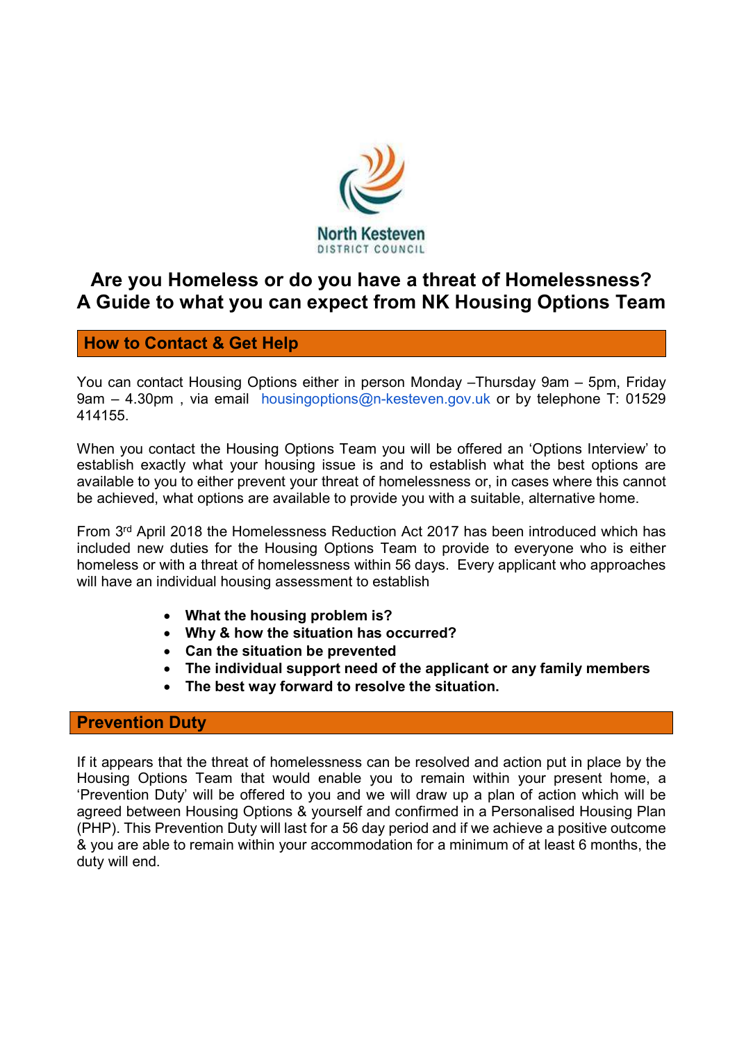North Kesteven
DISTRICT COUNCIL

# Are you Homeless or do you have a threat of Homelessness? A Guide to what you can expect from NK Housing Options Team

## How to Contact & Get Help

You can contact Housing Options either in person Monday –Thursday 9am – 5pm, Friday 9am – 4.30pm , via email housingoptions@n-kesteven.gov.uk or by telephone T: 01529 414155.

When you contact the Housing Options Team you will be offered an 'Options Interview' to establish exactly what your housing issue is and to establish what the best options are available to you to either prevent your threat of homelessness or, in cases where this cannot be achieved, what options are available to provide you with a suitable, alternative home.

From 3rd April 2018 the Homelessness Reduction Act 2017 has been introduced which has included new duties for the Housing Options Team to provide to everyone who is either homeless or with a threat of homelessness within 56 days. Every applicant who approaches will have an individual housing assessment to establish

- **What the housing problem is?**
- **Why & how the situation has occurred?**
- **Can the situation be prevented**
- **The individual support need of the applicant or any family members**
- **The best way forward to resolve the situation.**

## Prevention Duty

If it appears that the threat of homelessness can be resolved and action put in place by the Housing Options Team that would enable you to remain within your present home, a 'Prevention Duty' will be offered to you and we will draw up a plan of action which will be agreed between Housing Options & yourself and confirmed in a Personalised Housing Plan (PHP). This Prevention Duty will last for a 56 day period and if we achieve a positive outcome & you are able to remain within your accommodation for a minimum of at least 6 months, the duty will end.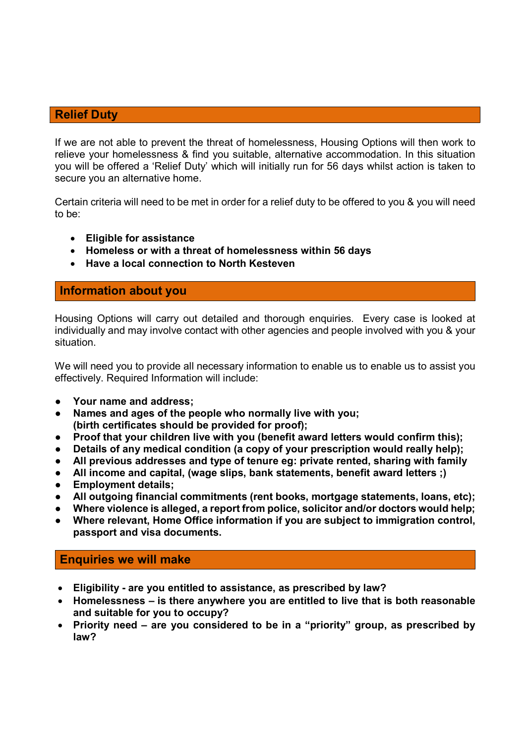## Relief Duty

If we are not able to prevent the threat of homelessness, Housing Options will then work to relieve your homelessness & find you suitable, alternative accommodation. In this situation you will be offered a 'Relief Duty' which will initially run for 56 days whilst action is taken to secure you an alternative home.

Certain criteria will need to be met in order for a relief duty to be offered to you & you will need to be:

- **Eligible for assistance**
- **Homeless or with a threat of homelessness within 56 days**
- **Have a local connection to North Kesteven**

## Information about you

Housing Options will carry out detailed and thorough enquiries. Every case is looked at individually and may involve contact with other agencies and people involved with you & your situation.

We will need you to provide all necessary information to enable us to enable us to assist you effectively. Required Information will include:

- **Your name and address;**
- **Names and ages of the people who normally live with you; (birth certificates should be provided for proof);**
- **Proof that your children live with you (benefit award letters would confirm this);**
- **Details of any medical condition (a copy of your prescription would really help);**
- **All previous addresses and type of tenure eg: private rented, sharing with family**
- **All income and capital, (wage slips, bank statements, benefit award letters ;)**
- **Employment details;**
- **All outgoing financial commitments (rent books, mortgage statements, loans, etc);**
- **Where violence is alleged, a report from police, solicitor and/or doctors would help;**
- **Where relevant, Home Office information if you are subject to immigration control, passport and visa documents.**

## Enquiries we will make

- **Eligibility - are you entitled to assistance, as prescribed by law?**
- **Homelessness – is there anywhere you are entitled to live that is both reasonable and suitable for you to occupy?**
- **Priority need – are you considered to be in a "priority" group, as prescribed by law?**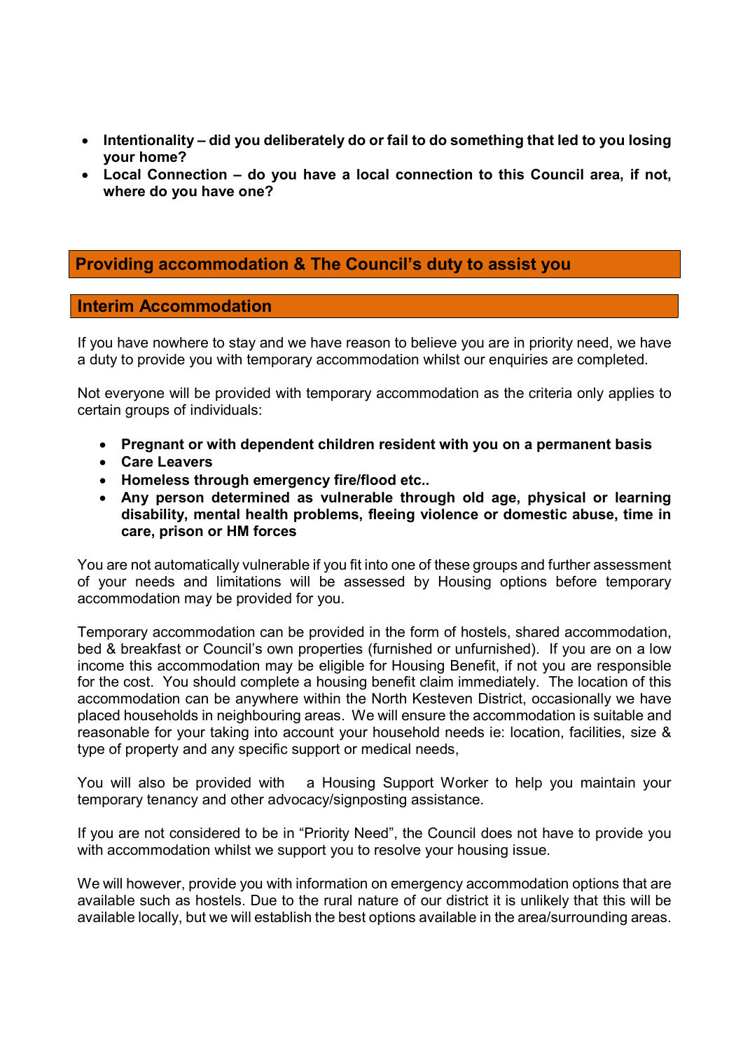- **Intentionality – did you deliberately do or fail to do something that led to you losing your home?**
- **Local Connection – do you have a local connection to this Council area, if not, where do you have one?**

## Providing accommodation & The Council's duty to assist you

### Interim Accommodation

If you have nowhere to stay and we have reason to believe you are in priority need, we have a duty to provide you with temporary accommodation whilst our enquiries are completed.

Not everyone will be provided with temporary accommodation as the criteria only applies to certain groups of individuals:

- **Pregnant or with dependent children resident with you on a permanent basis**
- **Care Leavers**
- **Homeless through emergency fire/flood etc..**
- **Any person determined as vulnerable through old age, physical or learning disability, mental health problems, fleeing violence or domestic abuse, time in care, prison or HM forces**

You are not automatically vulnerable if you fit into one of these groups and further assessment of your needs and limitations will be assessed by Housing options before temporary accommodation may be provided for you.

Temporary accommodation can be provided in the form of hostels, shared accommodation, bed & breakfast or Council's own properties (furnished or unfurnished). If you are on a low income this accommodation may be eligible for Housing Benefit, if not you are responsible for the cost. You should complete a housing benefit claim immediately. The location of this accommodation can be anywhere within the North Kesteven District, occasionally we have placed households in neighbouring areas. We will ensure the accommodation is suitable and reasonable for your taking into account your household needs ie: location, facilities, size & type of property and any specific support or medical needs,

You will also be provided with a Housing Support Worker to help you maintain your temporary tenancy and other advocacy/signposting assistance.

If you are not considered to be in "Priority Need", the Council does not have to provide you with accommodation whilst we support you to resolve your housing issue.

We will however, provide you with information on emergency accommodation options that are available such as hostels. Due to the rural nature of our district it is unlikely that this will be available locally, but we will establish the best options available in the area/surrounding areas.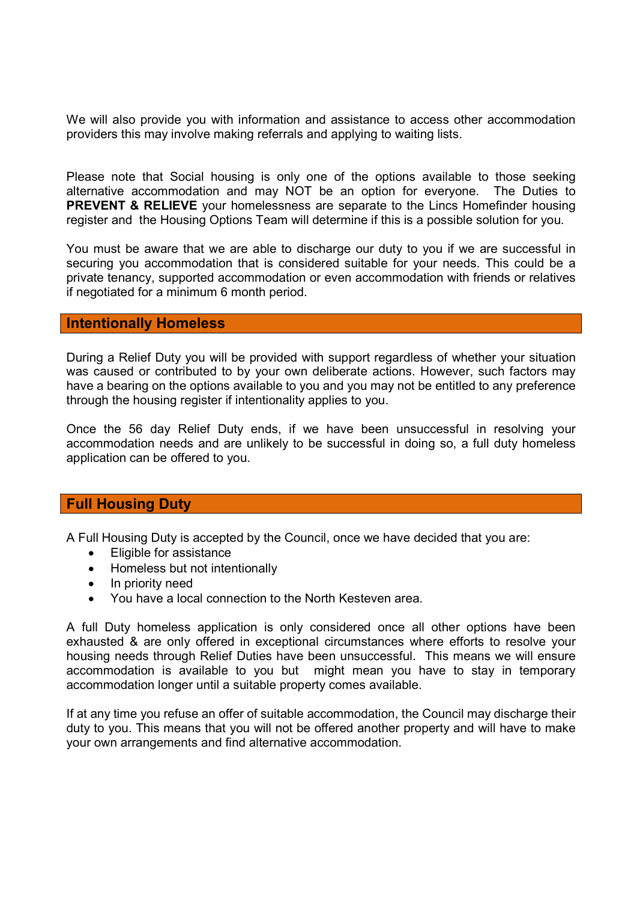We will also provide you with information and assistance to access other accommodation providers this may involve making referrals and applying to waiting lists.

Please note that Social housing is only one of the options available to those seeking alternative accommodation and may NOT be an option for everyone. The Duties to **PREVENT & RELIEVE** your homelessness are separate to the Lincs Homefinder housing register and the Housing Options Team will determine if this is a possible solution for you.

You must be aware that we are able to discharge our duty to you if we are successful in securing you accommodation that is considered suitable for your needs. This could be a private tenancy, supported accommodation or even accommodation with friends or relatives if negotiated for a minimum 6 month period.

## Intentionally Homeless

During a Relief Duty you will be provided with support regardless of whether your situation was caused or contributed to by your own deliberate actions. However, such factors may have a bearing on the options available to you and you may not be entitled to any preference through the housing register if intentionality applies to you.

Once the 56 day Relief Duty ends, if we have been unsuccessful in resolving your accommodation needs and are unlikely to be successful in doing so, a full duty homeless application can be offered to you.

## Full Housing Duty

A Full Housing Duty is accepted by the Council, once we have decided that you are:

- Eligible for assistance
- Homeless but not intentionally
- In priority need
- You have a local connection to the North Kesteven area.

A full Duty homeless application is only considered once all other options have been exhausted & are only offered in exceptional circumstances where efforts to resolve your housing needs through Relief Duties have been unsuccessful. This means we will ensure accommodation is available to you but might mean you have to stay in temporary accommodation longer until a suitable property comes available.

If at any time you refuse an offer of suitable accommodation, the Council may discharge their duty to you. This means that you will not be offered another property and will have to make your own arrangements and find alternative accommodation.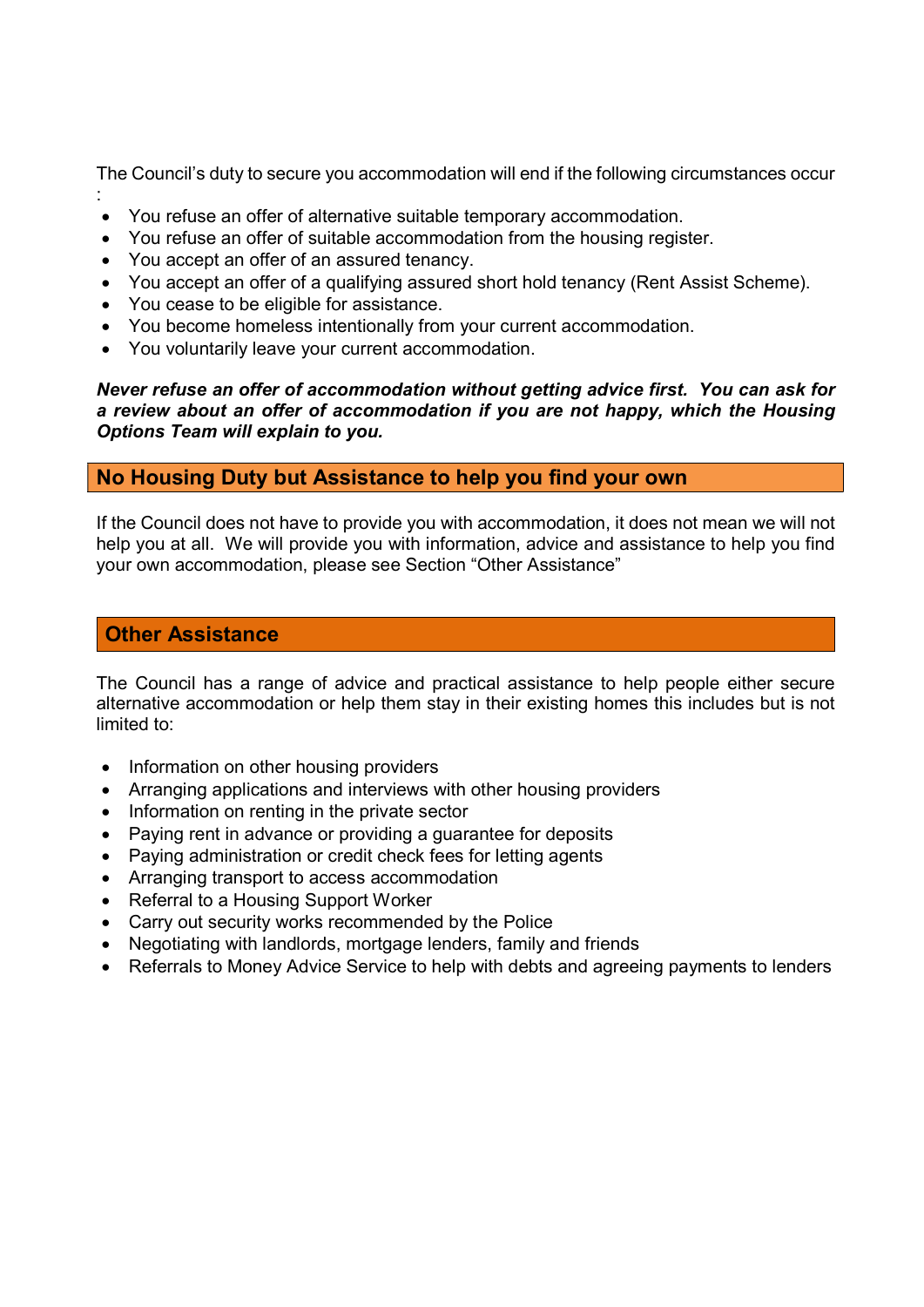The Council's duty to secure you accommodation will end if the following circumstances occur :

- You refuse an offer of alternative suitable temporary accommodation.
- You refuse an offer of suitable accommodation from the housing register.
- You accept an offer of an assured tenancy.
- You accept an offer of a qualifying assured short hold tenancy (Rent Assist Scheme).
- You cease to be eligible for assistance.
- You become homeless intentionally from your current accommodation.
- You voluntarily leave your current accommodation.

***Never refuse an offer of accommodation without getting advice first. You can ask for a review about an offer of accommodation if you are not happy, which the Housing Options Team will explain to you.***

## No Housing Duty but Assistance to help you find your own

If the Council does not have to provide you with accommodation, it does not mean we will not help you at all. We will provide you with information, advice and assistance to help you find your own accommodation, please see Section "Other Assistance"

## Other Assistance

The Council has a range of advice and practical assistance to help people either secure alternative accommodation or help them stay in their existing homes this includes but is not limited to:

- Information on other housing providers
- Arranging applications and interviews with other housing providers
- Information on renting in the private sector
- Paying rent in advance or providing a guarantee for deposits
- Paying administration or credit check fees for letting agents
- Arranging transport to access accommodation
- Referral to a Housing Support Worker
- Carry out security works recommended by the Police
- Negotiating with landlords, mortgage lenders, family and friends
- Referrals to Money Advice Service to help with debts and agreeing payments to lenders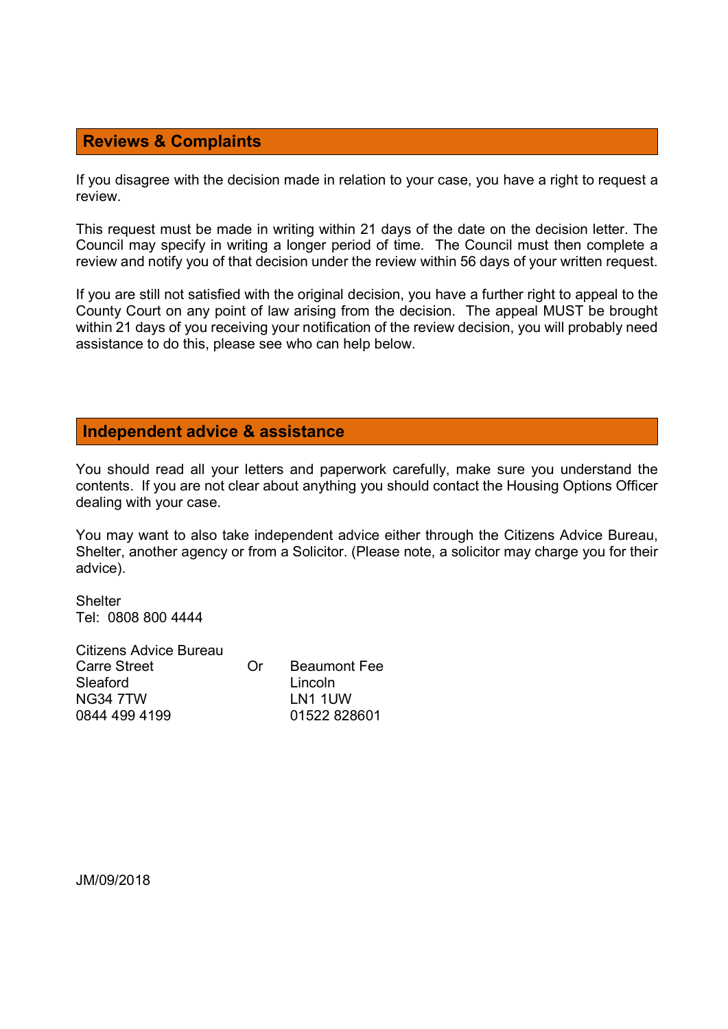## Reviews & Complaints

If you disagree with the decision made in relation to your case, you have a right to request a review.

This request must be made in writing within 21 days of the date on the decision letter. The Council may specify in writing a longer period of time. The Council must then complete a review and notify you of that decision under the review within 56 days of your written request.

If you are still not satisfied with the original decision, you have a further right to appeal to the County Court on any point of law arising from the decision. The appeal MUST be brought within 21 days of you receiving your notification of the review decision, you will probably need assistance to do this, please see who can help below.

## Independent advice & assistance

You should read all your letters and paperwork carefully, make sure you understand the contents. If you are not clear about anything you should contact the Housing Options Officer dealing with your case.

You may want to also take independent advice either through the Citizens Advice Bureau, Shelter, another agency or from a Solicitor. (Please note, a solicitor may charge you for their advice).

Shelter
Tel: 0808 800 4444

| | | |
|---|---|---|
| Citizens Advice Bureau | | |
| Carre Street | Or | Beaumont Fee |
| Sleaford | | Lincoln |
| NG34 7TW | | LN1 1UW |
| 0844 499 4199 | | 01522 828601 |

JM/09/2018